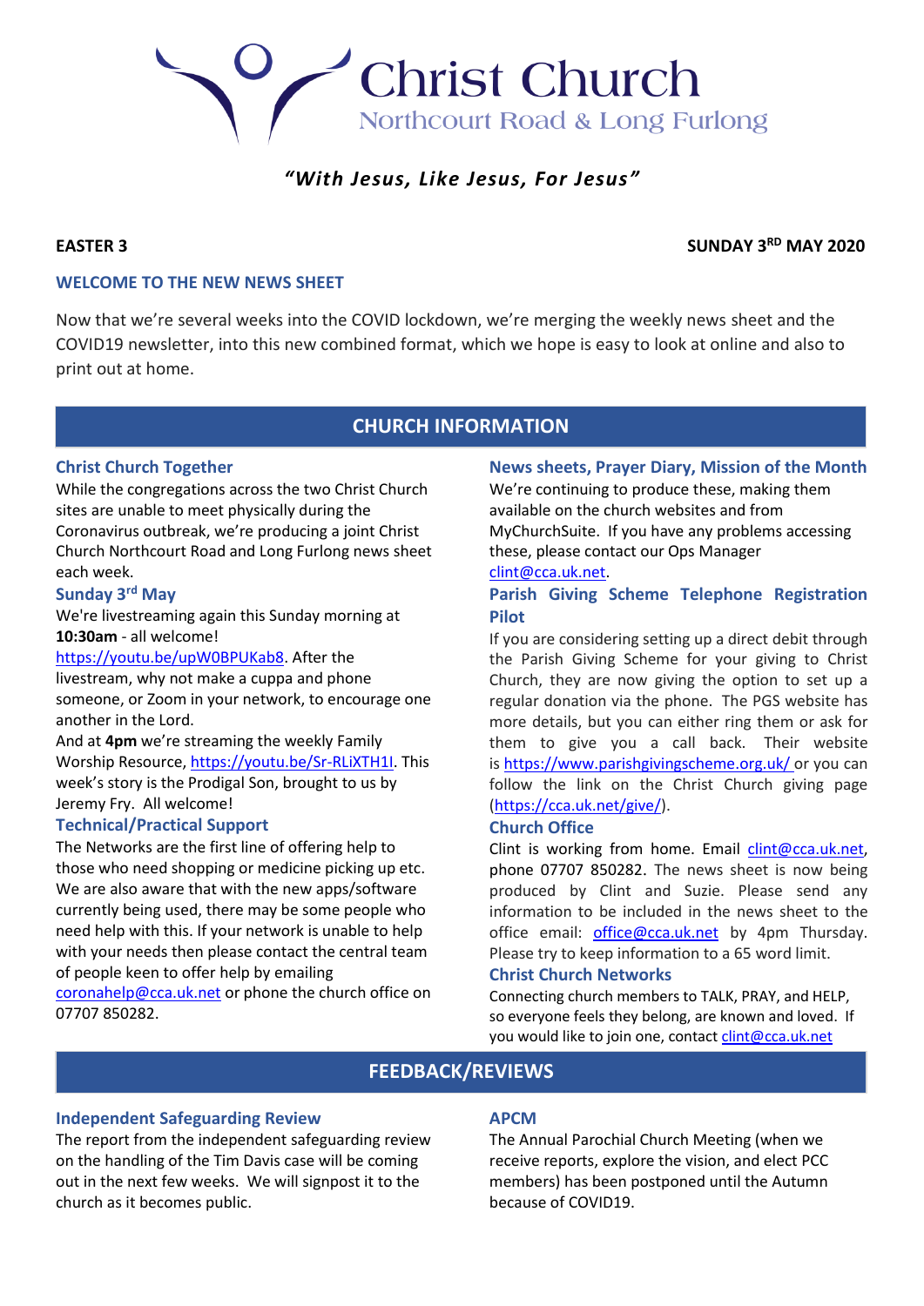# Christ Church

Northcourt Road & Long Furlong

*"With Jesus, Like Jesus, For Jesus"*

**EASTER 3** **SUNDAY 3RD MAY 2020**

### WELCOME TO THE NEW NEWS SHEET

Now that we're several weeks into the COVID lockdown, we're merging the weekly news sheet and the COVID19 newsletter, into this new combined format, which we hope is easy to look at online and also to print out at home.

## CHURCH INFORMATION

### Christ Church Together

While the congregations across the two Christ Church sites are unable to meet physically during the Coronavirus outbreak, we're producing a joint Christ Church Northcourt Road and Long Furlong news sheet each week.

### Sunday 3rd May

We're livestreaming again this Sunday morning at **10:30am** - all welcome!
https://youtu.be/upW0BPUKab8. After the livestream, why not make a cuppa and phone someone, or Zoom in your network, to encourage one another in the Lord.
And at **4pm** we're streaming the weekly Family Worship Resource, https://youtu.be/Sr-RLiXTH1I. This week's story is the Prodigal Son, brought to us by Jeremy Fry. All welcome!

### Technical/Practical Support

The Networks are the first line of offering help to those who need shopping or medicine picking up etc. We are also aware that with the new apps/software currently being used, there may be some people who need help with this. If your network is unable to help with your needs then please contact the central team of people keen to offer help by emailing coronahelp@cca.uk.net or phone the church office on 07707 850282.

### News sheets, Prayer Diary, Mission of the Month

We're continuing to produce these, making them available on the church websites and from MyChurchSuite. If you have any problems accessing these, please contact our Ops Manager clint@cca.uk.net.

### Parish Giving Scheme Telephone Registration Pilot

If you are considering setting up a direct debit through the Parish Giving Scheme for your giving to Christ Church, they are now giving the option to set up a regular donation via the phone. The PGS website has more details, but you can either ring them or ask for them to give you a call back. Their website is https://www.parishgivingscheme.org.uk/ or you can follow the link on the Christ Church giving page (https://cca.uk.net/give/).

### Church Office

Clint is working from home. Email clint@cca.uk.net, phone 07707 850282. The news sheet is now being produced by Clint and Suzie. Please send any information to be included in the news sheet to the office email: office@cca.uk.net by 4pm Thursday. Please try to keep information to a 65 word limit.

### Christ Church Networks

Connecting church members to TALK, PRAY, and HELP, so everyone feels they belong, are known and loved. If you would like to join one, contact clint@cca.uk.net

## FEEDBACK/REVIEWS

### Independent Safeguarding Review

The report from the independent safeguarding review on the handling of the Tim Davis case will be coming out in the next few weeks. We will signpost it to the church as it becomes public.

### APCM

The Annual Parochial Church Meeting (when we receive reports, explore the vision, and elect PCC members) has been postponed until the Autumn because of COVID19.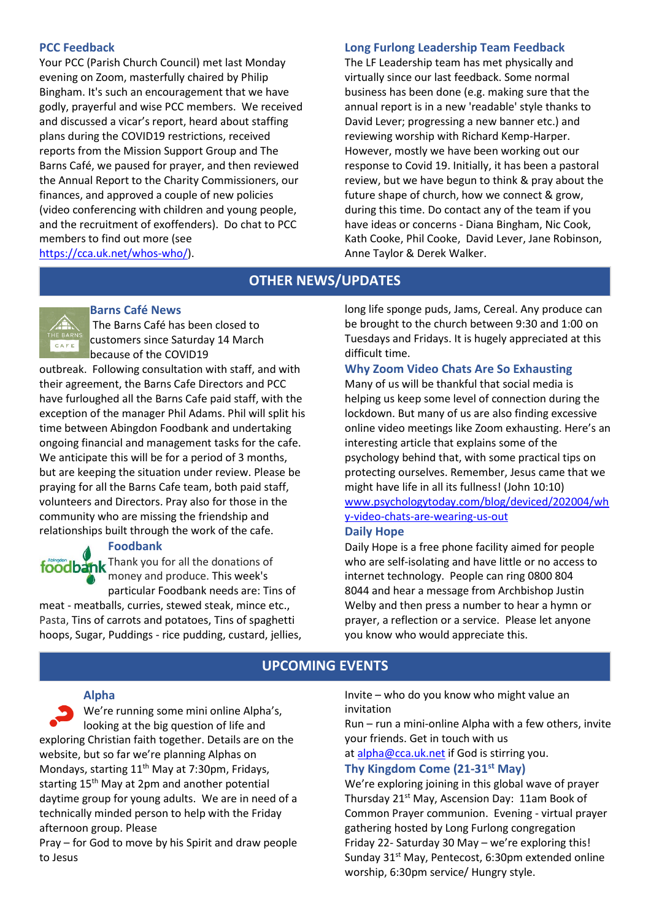### PCC Feedback

Your PCC (Parish Church Council) met last Monday evening on Zoom, masterfully chaired by Philip Bingham. It's such an encouragement that we have godly, prayerful and wise PCC members. We received and discussed a vicar's report, heard about staffing plans during the COVID19 restrictions, received reports from the Mission Support Group and The Barns Café, we paused for prayer, and then reviewed the Annual Report to the Charity Commissioners, our finances, and approved a couple of new policies (video conferencing with children and young people, and the recruitment of exoffenders). Do chat to PCC members to find out more (see https://cca.uk.net/whos-who/).

### Long Furlong Leadership Team Feedback

The LF Leadership team has met physically and virtually since our last feedback. Some normal business has been done (e.g. making sure that the annual report is in a new 'readable' style thanks to David Lever; progressing a new banner etc.) and reviewing worship with Richard Kemp-Harper. However, mostly we have been working out our response to Covid 19. Initially, it has been a pastoral review, but we have begun to think & pray about the future shape of church, how we connect & grow, during this time. Do contact any of the team if you have ideas or concerns - Diana Bingham, Nic Cook, Kath Cooke, Phil Cooke, David Lever, Jane Robinson, Anne Taylor & Derek Walker.

## OTHER NEWS/UPDATES

### Barns Café News

The Barns Café has been closed to customers since Saturday 14 March because of the COVID19 outbreak. Following consultation with staff, and with their agreement, the Barns Cafe Directors and PCC have furloughed all the Barns Cafe paid staff, with the exception of the manager Phil Adams. Phil will split his time between Abingdon Foodbank and undertaking ongoing financial and management tasks for the cafe. We anticipate this will be for a period of 3 months, but are keeping the situation under review. Please be praying for all the Barns Cafe team, both paid staff, volunteers and Directors. Pray also for those in the community who are missing the friendship and relationships built through the work of the cafe.

### Foodbank

Thank you for all the donations of money and produce. This week's particular Foodbank needs are: Tins of meat - meatballs, curries, stewed steak, mince etc., Pasta, Tins of carrots and potatoes, Tins of spaghetti hoops, Sugar, Puddings - rice pudding, custard, jellies, long life sponge puds, Jams, Cereal. Any produce can be brought to the church between 9:30 and 1:00 on Tuesdays and Fridays. It is hugely appreciated at this difficult time.

### Why Zoom Video Chats Are So Exhausting

Many of us will be thankful that social media is helping us keep some level of connection during the lockdown. But many of us are also finding excessive online video meetings like Zoom exhausting. Here's an interesting article that explains some of the psychology behind that, with some practical tips on protecting ourselves. Remember, Jesus came that we might have life in all its fullness! (John 10:10)
www.psychologytoday.com/blog/deviced/202004/why-video-chats-are-wearing-us-out

### Daily Hope

Daily Hope is a free phone facility aimed for people who are self-isolating and have little or no access to internet technology. People can ring 0800 804 8044 and hear a message from Archbishop Justin Welby and then press a number to hear a hymn or prayer, a reflection or a service. Please let anyone you know who would appreciate this.

## UPCOMING EVENTS

### Alpha

We're running some mini online Alpha's, looking at the big question of life and exploring Christian faith together. Details are on the website, but so far we're planning Alphas on Mondays, starting 11th May at 7:30pm, Fridays, starting 15th May at 2pm and another potential daytime group for young adults. We are in need of a technically minded person to help with the Friday afternoon group. Please

Pray – for God to move by his Spirit and draw people to Jesus

Invite – who do you know who might value an invitation

Run – run a mini-online Alpha with a few others, invite your friends. Get in touch with us at alpha@cca.uk.net if God is stirring you.

### Thy Kingdom Come (21-31st May)

We're exploring joining in this global wave of prayer
Thursday 21st May, Ascension Day: 11am Book of Common Prayer communion. Evening - virtual prayer gathering hosted by Long Furlong congregation
Friday 22- Saturday 30 May – we're exploring this!
Sunday 31st May, Pentecost, 6:30pm extended online worship, 6:30pm service/ Hungry style.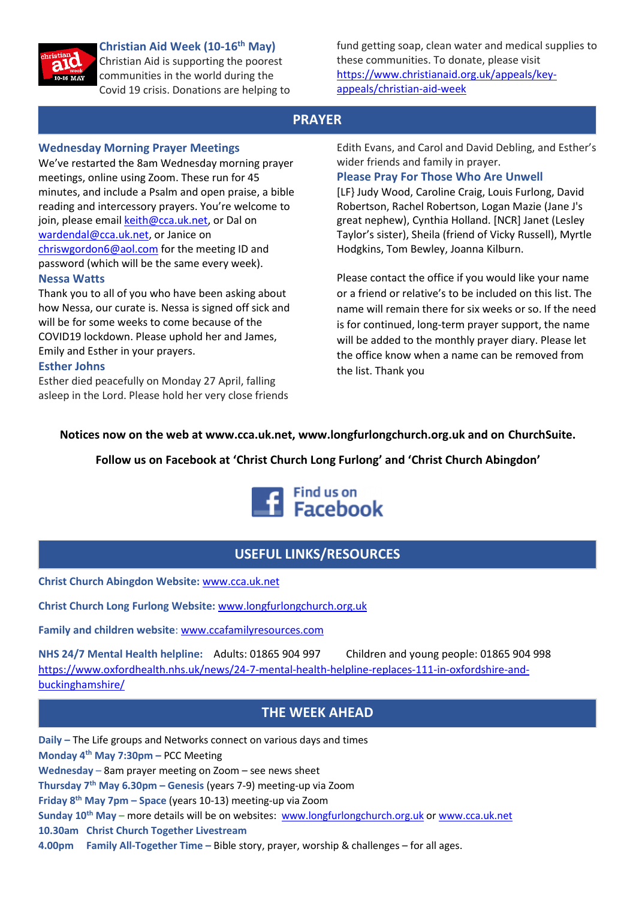### Christian Aid Week (10-16th May)

Christian Aid is supporting the poorest communities in the world during the Covid 19 crisis. Donations are helping to fund getting soap, clean water and medical supplies to these communities. To donate, please visit https://www.christianaid.org.uk/appeals/key-appeals/christian-aid-week

## PRAYER

### Wednesday Morning Prayer Meetings

We've restarted the 8am Wednesday morning prayer meetings, online using Zoom. These run for 45 minutes, and include a Psalm and open praise, a bible reading and intercessory prayers. You're welcome to join, please email keith@cca.uk.net, or Dal on wardendal@cca.uk.net, or Janice on chriswgordon6@aol.com for the meeting ID and password (which will be the same every week).

### Nessa Watts

Thank you to all of you who have been asking about how Nessa, our curate is. Nessa is signed off sick and will be for some weeks to come because of the COVID19 lockdown. Please uphold her and James, Emily and Esther in your prayers.

### Esther Johns

Esther died peacefully on Monday 27 April, falling asleep in the Lord. Please hold her very close friends Edith Evans, and Carol and David Debling, and Esther's wider friends and family in prayer.

### Please Pray For Those Who Are Unwell

[LF} Judy Wood, Caroline Craig, Louis Furlong, David Robertson, Rachel Robertson, Logan Mazie (Jane J's great nephew), Cynthia Holland. [NCR] Janet (Lesley Taylor's sister), Sheila (friend of Vicky Russell), Myrtle Hodgkins, Tom Bewley, Joanna Kilburn.

Please contact the office if you would like your name or a friend or relative's to be included on this list. The name will remain there for six weeks or so. If the need is for continued, long-term prayer support, the name will be added to the monthly prayer diary. Please let the office know when a name can be removed from the list. Thank you

**Notices now on the web at www.cca.uk.net, www.longfurlongchurch.org.uk and on ChurchSuite.**

**Follow us on Facebook at 'Christ Church Long Furlong' and 'Christ Church Abingdon'**

Find us on Facebook

## USEFUL LINKS/RESOURCES

**Christ Church Abingdon Website:** www.cca.uk.net

**Christ Church Long Furlong Website:** www.longfurlongchurch.org.uk

**Family and children website**: www.ccafamilyresources.com

**NHS 24/7 Mental Health helpline:** Adults: 01865 904 997 Children and young people: 01865 904 998
https://www.oxfordhealth.nhs.uk/news/24-7-mental-health-helpline-replaces-111-in-oxfordshire-and-buckinghamshire/

## THE WEEK AHEAD

**Daily –** The Life groups and Networks connect on various days and times
**Monday 4th May 7:30pm –** PCC Meeting
**Wednesday –** 8am prayer meeting on Zoom – see news sheet
**Thursday 7th May 6.30pm – Genesis** (years 7-9) meeting-up via Zoom
**Friday 8th May 7pm – Space** (years 10-13) meeting-up via Zoom
**Sunday 10th May –** more details will be on websites: www.longfurlongchurch.org.uk or www.cca.uk.net
**10.30am Christ Church Together Livestream**
**4.00pm Family All-Together Time –** Bible story, prayer, worship & challenges – for all ages.